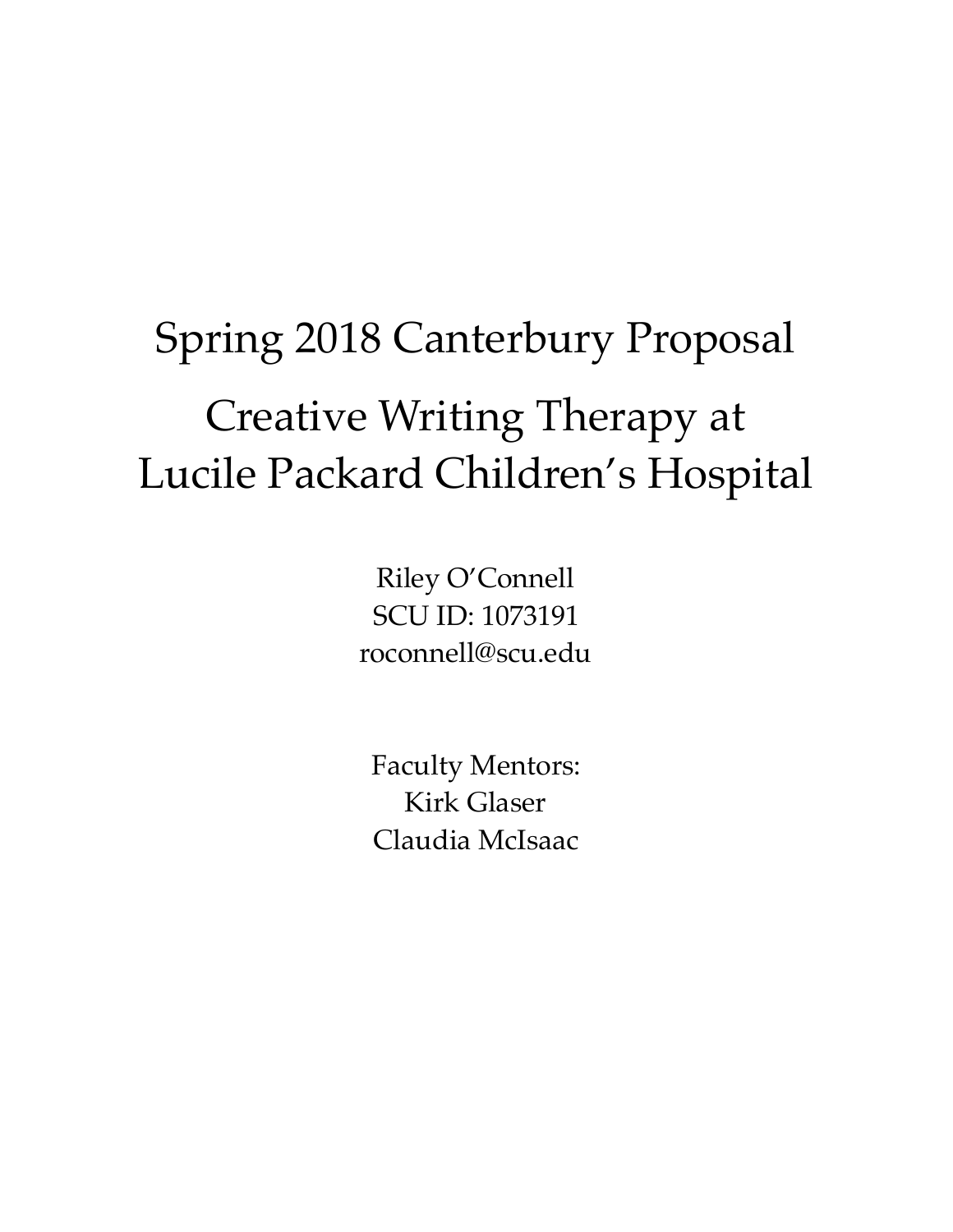# Spring 2018 Canterbury Proposal

# Creative Writing Therapy at Lucile Packard Children's Hospital

Riley O'Connell
SCU ID: 1073191
roconnell@scu.edu

Faculty Mentors:
Kirk Glaser
Claudia McIsaac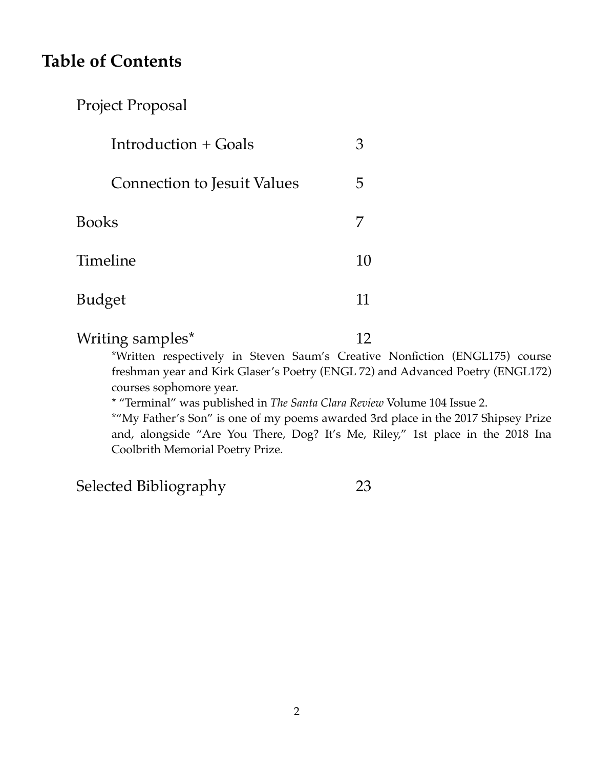## Table of Contents

Project Proposal

- Introduction + Goals — 3
- Connection to Jesuit Values — 5

Books — 7

Timeline — 10

Budget — 11

Writing samples* — 12

*Written respectively in Steven Saum's Creative Nonfiction (ENGL175) course freshman year and Kirk Glaser's Poetry (ENGL 72) and Advanced Poetry (ENGL172) courses sophomore year.

* "Terminal" was published in *The Santa Clara Review* Volume 104 Issue 2.

*"My Father's Son" is one of my poems awarded 3rd place in the 2017 Shipsey Prize and, alongside "Are You There, Dog? It's Me, Riley," 1st place in the 2018 Ina Coolbrith Memorial Poetry Prize.

Selected Bibliography — 23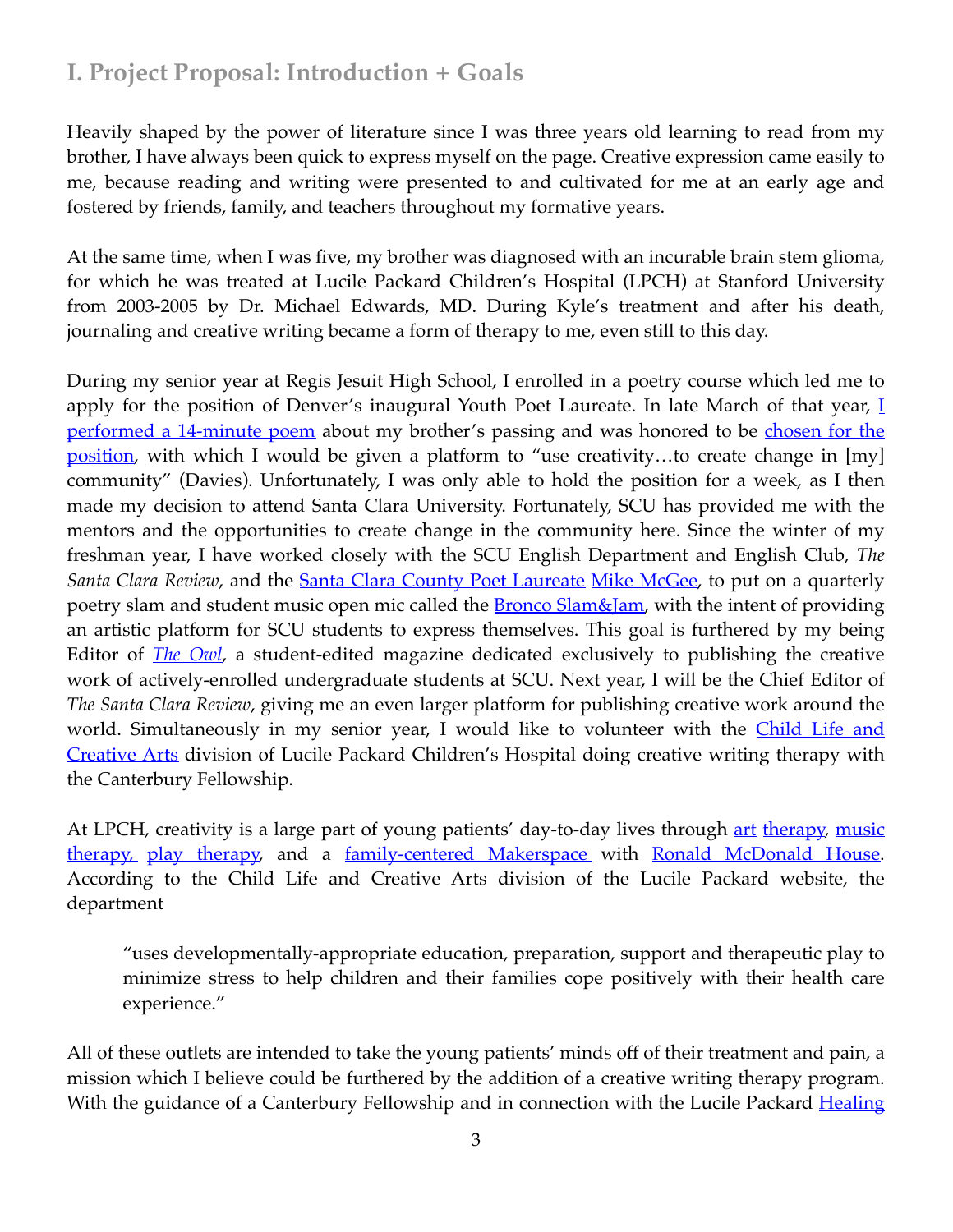## I. Project Proposal: Introduction + Goals

Heavily shaped by the power of literature since I was three years old learning to read from my brother, I have always been quick to express myself on the page. Creative expression came easily to me, because reading and writing were presented to and cultivated for me at an early age and fostered by friends, family, and teachers throughout my formative years.

At the same time, when I was five, my brother was diagnosed with an incurable brain stem glioma, for which he was treated at Lucile Packard Children's Hospital (LPCH) at Stanford University from 2003-2005 by Dr. Michael Edwards, MD. During Kyle's treatment and after his death, journaling and creative writing became a form of therapy to me, even still to this day.

During my senior year at Regis Jesuit High School, I enrolled in a poetry course which led me to apply for the position of Denver's inaugural Youth Poet Laureate. In late March of that year, I performed a 14-minute poem about my brother's passing and was honored to be chosen for the position, with which I would be given a platform to "use creativity…to create change in [my] community" (Davies). Unfortunately, I was only able to hold the position for a week, as I then made my decision to attend Santa Clara University. Fortunately, SCU has provided me with the mentors and the opportunities to create change in the community here. Since the winter of my freshman year, I have worked closely with the SCU English Department and English Club, *The Santa Clara Review*, and the Santa Clara County Poet Laureate Mike McGee, to put on a quarterly poetry slam and student music open mic called the Bronco Slam&Jam, with the intent of providing an artistic platform for SCU students to express themselves. This goal is furthered by my being Editor of *The Owl*, a student-edited magazine dedicated exclusively to publishing the creative work of actively-enrolled undergraduate students at SCU. Next year, I will be the Chief Editor of *The Santa Clara Review*, giving me an even larger platform for publishing creative work around the world. Simultaneously in my senior year, I would like to volunteer with the Child Life and Creative Arts division of Lucile Packard Children's Hospital doing creative writing therapy with the Canterbury Fellowship.

At LPCH, creativity is a large part of young patients' day-to-day lives through art therapy, music therapy, play therapy, and a family-centered Makerspace with Ronald McDonald House. According to the Child Life and Creative Arts division of the Lucile Packard website, the department

> "uses developmentally-appropriate education, preparation, support and therapeutic play to minimize stress to help children and their families cope positively with their health care experience."

All of these outlets are intended to take the young patients' minds off of their treatment and pain, a mission which I believe could be furthered by the addition of a creative writing therapy program. With the guidance of a Canterbury Fellowship and in connection with the Lucile Packard Healing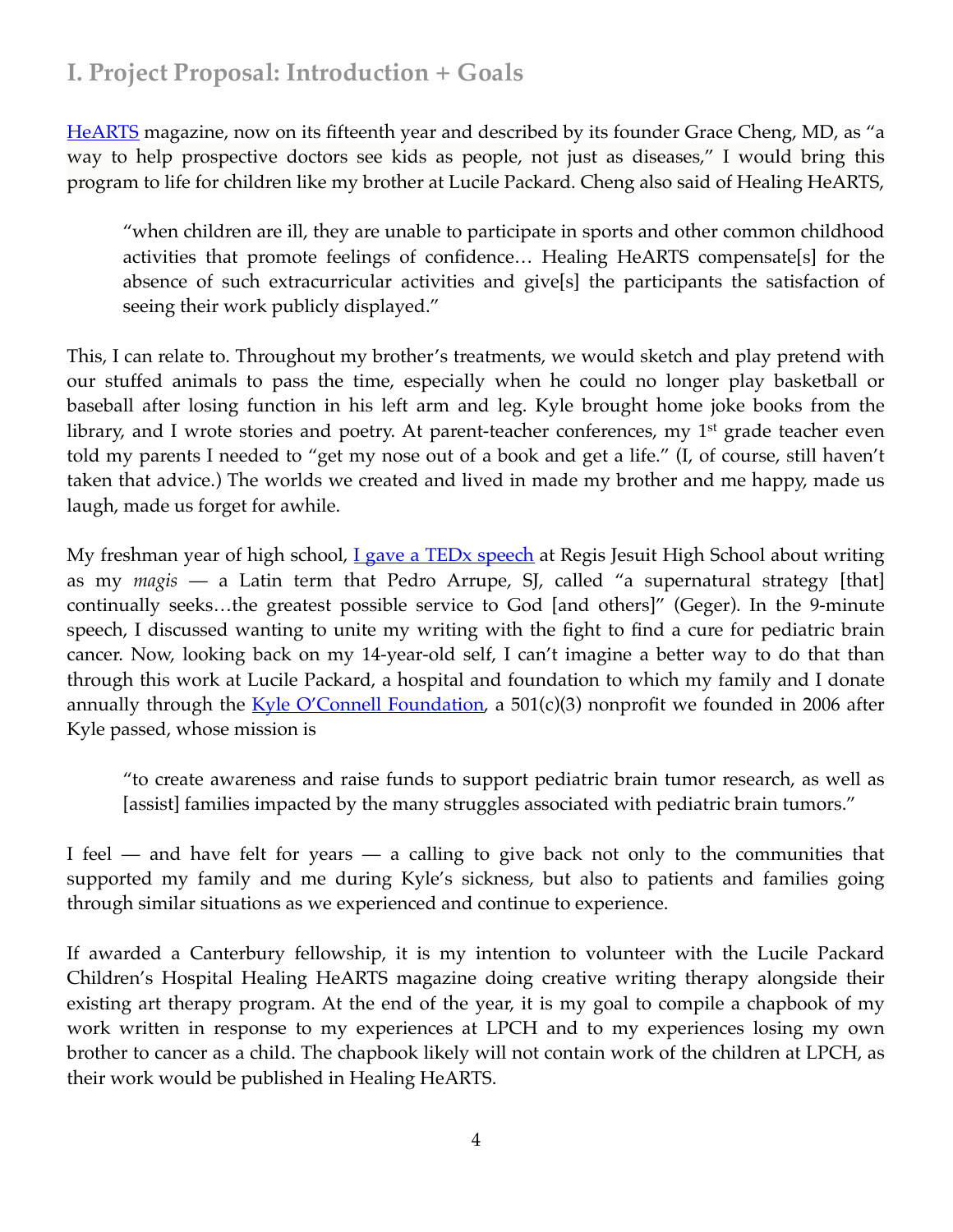## I. Project Proposal: Introduction + Goals

HeARTS magazine, now on its fifteenth year and described by its founder Grace Cheng, MD, as "a way to help prospective doctors see kids as people, not just as diseases," I would bring this program to life for children like my brother at Lucile Packard. Cheng also said of Healing HeARTS,

> "when children are ill, they are unable to participate in sports and other common childhood activities that promote feelings of confidence… Healing HeARTS compensate[s] for the absence of such extracurricular activities and give[s] the participants the satisfaction of seeing their work publicly displayed."

This, I can relate to. Throughout my brother's treatments, we would sketch and play pretend with our stuffed animals to pass the time, especially when he could no longer play basketball or baseball after losing function in his left arm and leg. Kyle brought home joke books from the library, and I wrote stories and poetry. At parent-teacher conferences, my 1st grade teacher even told my parents I needed to "get my nose out of a book and get a life." (I, of course, still haven't taken that advice.) The worlds we created and lived in made my brother and me happy, made us laugh, made us forget for awhile.

My freshman year of high school, I gave a TEDx speech at Regis Jesuit High School about writing as my *magis* — a Latin term that Pedro Arrupe, SJ, called "a supernatural strategy [that] continually seeks…the greatest possible service to God [and others]" (Geger). In the 9-minute speech, I discussed wanting to unite my writing with the fight to find a cure for pediatric brain cancer. Now, looking back on my 14-year-old self, I can't imagine a better way to do that than through this work at Lucile Packard, a hospital and foundation to which my family and I donate annually through the Kyle O'Connell Foundation, a 501(c)(3) nonprofit we founded in 2006 after Kyle passed, whose mission is

> "to create awareness and raise funds to support pediatric brain tumor research, as well as [assist] families impacted by the many struggles associated with pediatric brain tumors."

I feel — and have felt for years — a calling to give back not only to the communities that supported my family and me during Kyle's sickness, but also to patients and families going through similar situations as we experienced and continue to experience.

If awarded a Canterbury fellowship, it is my intention to volunteer with the Lucile Packard Children's Hospital Healing HeARTS magazine doing creative writing therapy alongside their existing art therapy program. At the end of the year, it is my goal to compile a chapbook of my work written in response to my experiences at LPCH and to my experiences losing my own brother to cancer as a child. The chapbook likely will not contain work of the children at LPCH, as their work would be published in Healing HeARTS.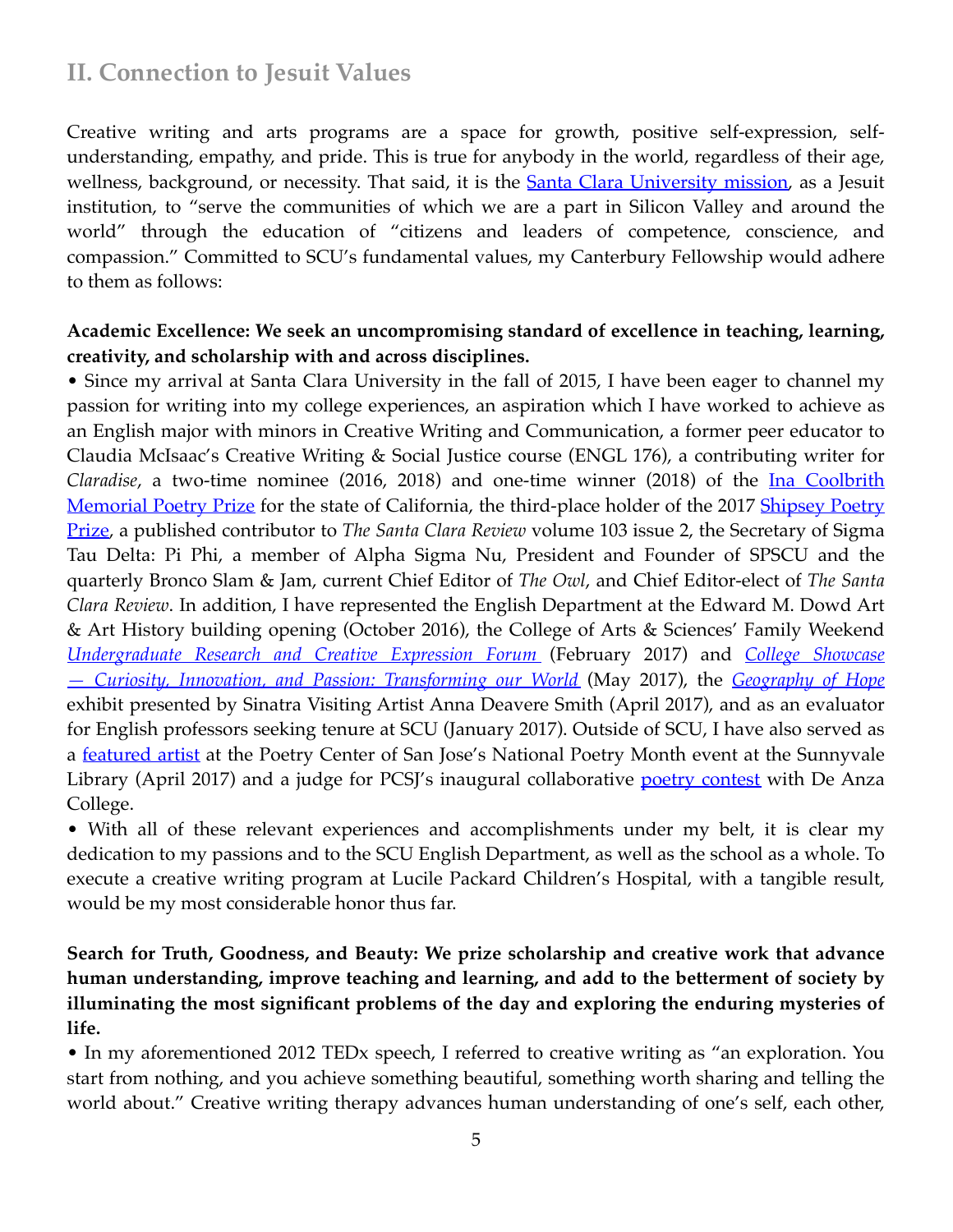## II. Connection to Jesuit Values

Creative writing and arts programs are a space for growth, positive self-expression, self-understanding, empathy, and pride. This is true for anybody in the world, regardless of their age, wellness, background, or necessity. That said, it is the [Santa Clara University mission](), as a Jesuit institution, to "serve the communities of which we are a part in Silicon Valley and around the world" through the education of "citizens and leaders of competence, conscience, and compassion." Committed to SCU's fundamental values, my Canterbury Fellowship would adhere to them as follows:

**Academic Excellence: We seek an uncompromising standard of excellence in teaching, learning, creativity, and scholarship with and across disciplines.**

• Since my arrival at Santa Clara University in the fall of 2015, I have been eager to channel my passion for writing into my college experiences, an aspiration which I have worked to achieve as an English major with minors in Creative Writing and Communication, a former peer educator to Claudia McIsaac's Creative Writing & Social Justice course (ENGL 176), a contributing writer for *Claradise*, a two-time nominee (2016, 2018) and one-time winner (2018) of the [Ina Coolbrith Memorial Poetry Prize]() for the state of California, the third-place holder of the 2017 [Shipsey Poetry Prize](), a published contributor to *The Santa Clara Review* volume 103 issue 2, the Secretary of Sigma Tau Delta: Pi Phi, a member of Alpha Sigma Nu, President and Founder of SPSCU and the quarterly Bronco Slam & Jam, current Chief Editor of *The Owl*, and Chief Editor-elect of *The Santa Clara Review*. In addition, I have represented the English Department at the Edward M. Dowd Art & Art History building opening (October 2016), the College of Arts & Sciences' Family Weekend [*Undergraduate Research and Creative Expression Forum*]() (February 2017) and [*College Showcase — Curiosity, Innovation, and Passion: Transforming our World*]() (May 2017), the [*Geography of Hope*]() exhibit presented by Sinatra Visiting Artist Anna Deavere Smith (April 2017), and as an evaluator for English professors seeking tenure at SCU (January 2017). Outside of SCU, I have also served as a [featured artist]() at the Poetry Center of San Jose's National Poetry Month event at the Sunnyvale Library (April 2017) and a judge for PCSJ's inaugural collaborative [poetry contest]() with De Anza College.

• With all of these relevant experiences and accomplishments under my belt, it is clear my dedication to my passions and to the SCU English Department, as well as the school as a whole. To execute a creative writing program at Lucile Packard Children's Hospital, with a tangible result, would be my most considerable honor thus far.

**Search for Truth, Goodness, and Beauty: We prize scholarship and creative work that advance human understanding, improve teaching and learning, and add to the betterment of society by illuminating the most significant problems of the day and exploring the enduring mysteries of life.**

• In my aforementioned 2012 TEDx speech, I referred to creative writing as "an exploration. You start from nothing, and you achieve something beautiful, something worth sharing and telling the world about." Creative writing therapy advances human understanding of one's self, each other,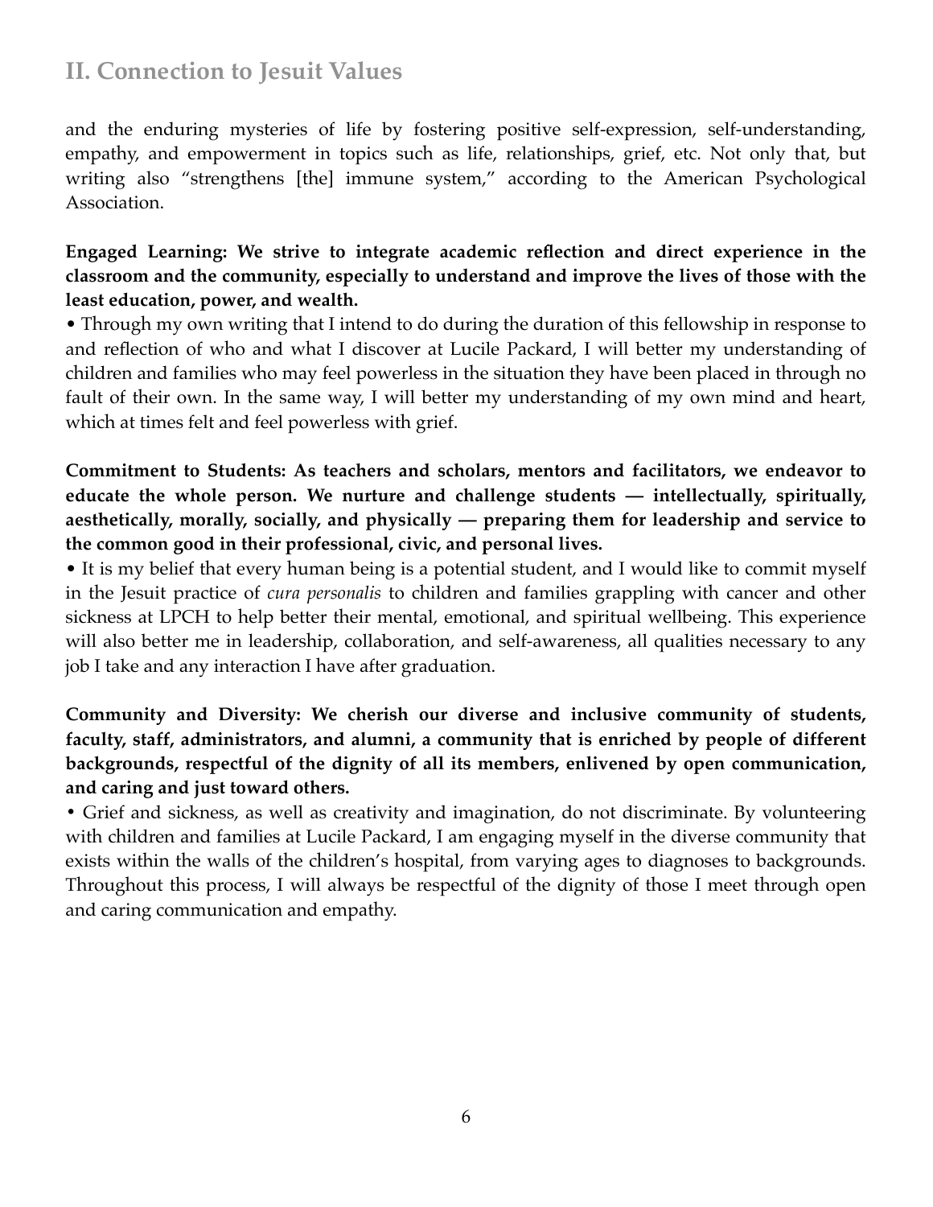## II. Connection to Jesuit Values

and the enduring mysteries of life by fostering positive self-expression, self-understanding, empathy, and empowerment in topics such as life, relationships, grief, etc. Not only that, but writing also "strengthens [the] immune system," according to the American Psychological Association.

**Engaged Learning: We strive to integrate academic reflection and direct experience in the classroom and the community, especially to understand and improve the lives of those with the least education, power, and wealth.**

• Through my own writing that I intend to do during the duration of this fellowship in response to and reflection of who and what I discover at Lucile Packard, I will better my understanding of children and families who may feel powerless in the situation they have been placed in through no fault of their own. In the same way, I will better my understanding of my own mind and heart, which at times felt and feel powerless with grief.

**Commitment to Students: As teachers and scholars, mentors and facilitators, we endeavor to educate the whole person. We nurture and challenge students — intellectually, spiritually, aesthetically, morally, socially, and physically — preparing them for leadership and service to the common good in their professional, civic, and personal lives.**

• It is my belief that every human being is a potential student, and I would like to commit myself in the Jesuit practice of *cura personalis* to children and families grappling with cancer and other sickness at LPCH to help better their mental, emotional, and spiritual wellbeing. This experience will also better me in leadership, collaboration, and self-awareness, all qualities necessary to any job I take and any interaction I have after graduation.

**Community and Diversity: We cherish our diverse and inclusive community of students, faculty, staff, administrators, and alumni, a community that is enriched by people of different backgrounds, respectful of the dignity of all its members, enlivened by open communication, and caring and just toward others.**

• Grief and sickness, as well as creativity and imagination, do not discriminate. By volunteering with children and families at Lucile Packard, I am engaging myself in the diverse community that exists within the walls of the children's hospital, from varying ages to diagnoses to backgrounds. Throughout this process, I will always be respectful of the dignity of those I meet through open and caring communication and empathy.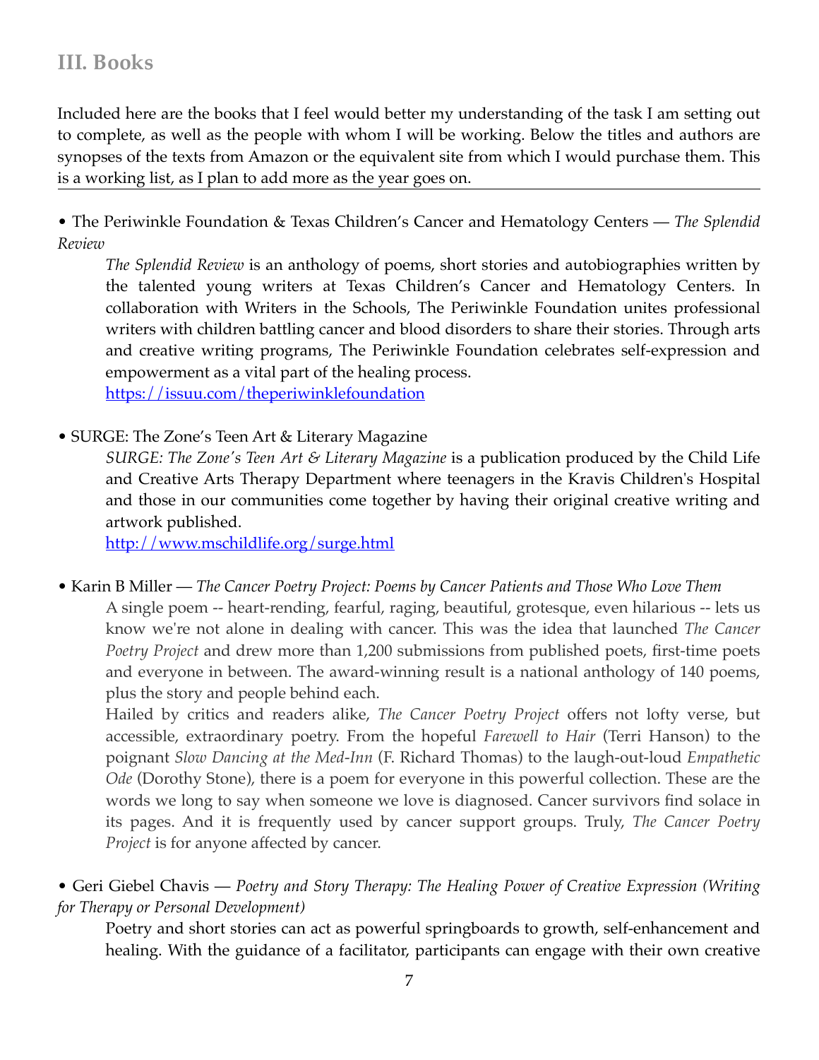## III. Books

Included here are the books that I feel would better my understanding of the task I am setting out to complete, as well as the people with whom I will be working. Below the titles and authors are synopses of the texts from Amazon or the equivalent site from which I would purchase them. This is a working list, as I plan to add more as the year goes on.

---

- The Periwinkle Foundation & Texas Children's Cancer and Hematology Centers — *The Splendid Review*

  *The Splendid Review* is an anthology of poems, short stories and autobiographies written by the talented young writers at Texas Children's Cancer and Hematology Centers. In collaboration with Writers in the Schools, The Periwinkle Foundation unites professional writers with children battling cancer and blood disorders to share their stories. Through arts and creative writing programs, The Periwinkle Foundation celebrates self-expression and empowerment as a vital part of the healing process.
  https://issuu.com/theperiwinklefoundation

- SURGE: The Zone's Teen Art & Literary Magazine

  *SURGE: The Zone's Teen Art & Literary Magazine* is a publication produced by the Child Life and Creative Arts Therapy Department where teenagers in the Kravis Children's Hospital and those in our communities come together by having their original creative writing and artwork published.
  http://www.mschildlife.org/surge.html

- Karin B Miller — *The Cancer Poetry Project: Poems by Cancer Patients and Those Who Love Them*

  A single poem -- heart-rending, fearful, raging, beautiful, grotesque, even hilarious -- lets us know we're not alone in dealing with cancer. This was the idea that launched *The Cancer Poetry Project* and drew more than 1,200 submissions from published poets, first-time poets and everyone in between. The award-winning result is a national anthology of 140 poems, plus the story and people behind each.

  Hailed by critics and readers alike, *The Cancer Poetry Project* offers not lofty verse, but accessible, extraordinary poetry. From the hopeful *Farewell to Hair* (Terri Hanson) to the poignant *Slow Dancing at the Med-Inn* (F. Richard Thomas) to the laugh-out-loud *Empathetic Ode* (Dorothy Stone), there is a poem for everyone in this powerful collection. These are the words we long to say when someone we love is diagnosed. Cancer survivors find solace in its pages. And it is frequently used by cancer support groups. Truly, *The Cancer Poetry Project* is for anyone affected by cancer.

- Geri Giebel Chavis — *Poetry and Story Therapy: The Healing Power of Creative Expression (Writing for Therapy or Personal Development)*

  Poetry and short stories can act as powerful springboards to growth, self-enhancement and healing. With the guidance of a facilitator, participants can engage with their own creative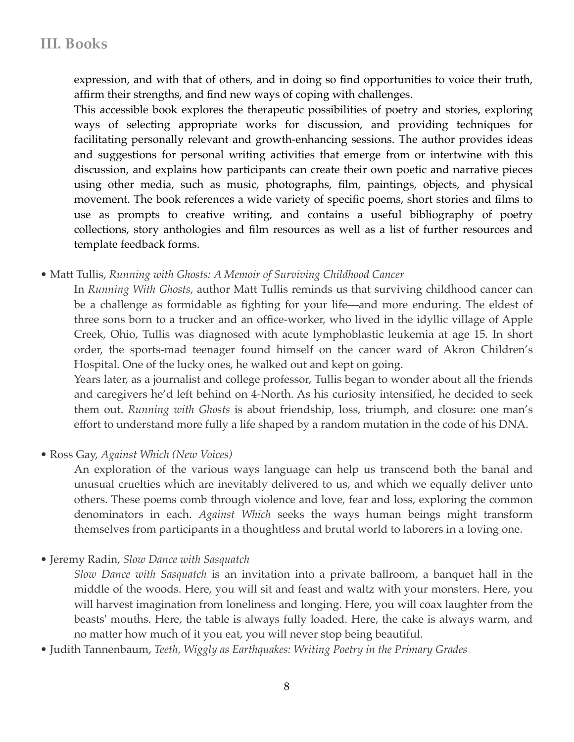expression, and with that of others, and in doing so find opportunities to voice their truth, affirm their strengths, and find new ways of coping with challenges.

This accessible book explores the therapeutic possibilities of poetry and stories, exploring ways of selecting appropriate works for discussion, and providing techniques for facilitating personally relevant and growth-enhancing sessions. The author provides ideas and suggestions for personal writing activities that emerge from or intertwine with this discussion, and explains how participants can create their own poetic and narrative pieces using other media, such as music, photographs, film, paintings, objects, and physical movement. The book references a wide variety of specific poems, short stories and films to use as prompts to creative writing, and contains a useful bibliography of poetry collections, story anthologies and film resources as well as a list of further resources and template feedback forms.

- Matt Tullis, *Running with Ghosts: A Memoir of Surviving Childhood Cancer*

  In *Running With Ghosts*, author Matt Tullis reminds us that surviving childhood cancer can be a challenge as formidable as fighting for your life—and more enduring. The eldest of three sons born to a trucker and an office-worker, who lived in the idyllic village of Apple Creek, Ohio, Tullis was diagnosed with acute lymphoblastic leukemia at age 15. In short order, the sports-mad teenager found himself on the cancer ward of Akron Children's Hospital. One of the lucky ones, he walked out and kept on going.

  Years later, as a journalist and college professor, Tullis began to wonder about all the friends and caregivers he'd left behind on 4-North. As his curiosity intensified, he decided to seek them out. *Running with Ghosts* is about friendship, loss, triumph, and closure: one man's effort to understand more fully a life shaped by a random mutation in the code of his DNA.

- Ross Gay, *Against Which (New Voices)*

  An exploration of the various ways language can help us transcend both the banal and unusual cruelties which are inevitably delivered to us, and which we equally deliver unto others. These poems comb through violence and love, fear and loss, exploring the common denominators in each. *Against Which* seeks the ways human beings might transform themselves from participants in a thoughtless and brutal world to laborers in a loving one.

- Jeremy Radin, *Slow Dance with Sasquatch*

  *Slow Dance with Sasquatch* is an invitation into a private ballroom, a banquet hall in the middle of the woods. Here, you will sit and feast and waltz with your monsters. Here, you will harvest imagination from loneliness and longing. Here, you will coax laughter from the beasts' mouths. Here, the table is always fully loaded. Here, the cake is always warm, and no matter how much of it you eat, you will never stop being beautiful.

- Judith Tannenbaum, *Teeth, Wiggly as Earthquakes: Writing Poetry in the Primary Grades*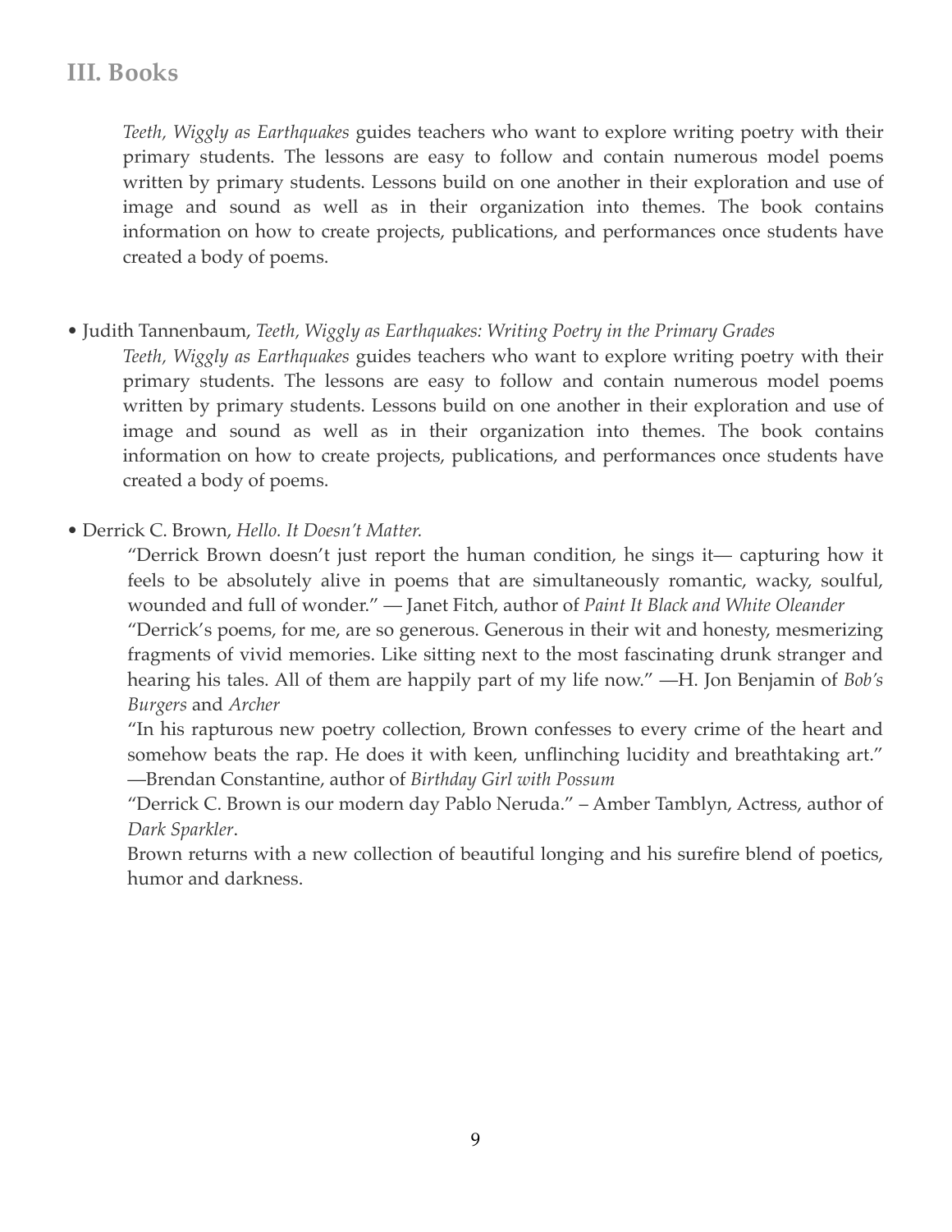## III. Books

*Teeth, Wiggly as Earthquakes* guides teachers who want to explore writing poetry with their primary students. The lessons are easy to follow and contain numerous model poems written by primary students. Lessons build on one another in their exploration and use of image and sound as well as in their organization into themes. The book contains information on how to create projects, publications, and performances once students have created a body of poems.

- Judith Tannenbaum, *Teeth, Wiggly as Earthquakes: Writing Poetry in the Primary Grades*

  *Teeth, Wiggly as Earthquakes* guides teachers who want to explore writing poetry with their primary students. The lessons are easy to follow and contain numerous model poems written by primary students. Lessons build on one another in their exploration and use of image and sound as well as in their organization into themes. The book contains information on how to create projects, publications, and performances once students have created a body of poems.

- Derrick C. Brown, *Hello. It Doesn't Matter.*

  "Derrick Brown doesn't just report the human condition, he sings it— capturing how it feels to be absolutely alive in poems that are simultaneously romantic, wacky, soulful, wounded and full of wonder." — Janet Fitch, author of *Paint It Black and White Oleander*

  "Derrick's poems, for me, are so generous. Generous in their wit and honesty, mesmerizing fragments of vivid memories. Like sitting next to the most fascinating drunk stranger and hearing his tales. All of them are happily part of my life now." —H. Jon Benjamin of *Bob's Burgers* and *Archer*

  "In his rapturous new poetry collection, Brown confesses to every crime of the heart and somehow beats the rap. He does it with keen, unflinching lucidity and breathtaking art." —Brendan Constantine, author of *Birthday Girl with Possum*

  "Derrick C. Brown is our modern day Pablo Neruda." – Amber Tamblyn, Actress, author of *Dark Sparkler*.

  Brown returns with a new collection of beautiful longing and his surefire blend of poetics, humor and darkness.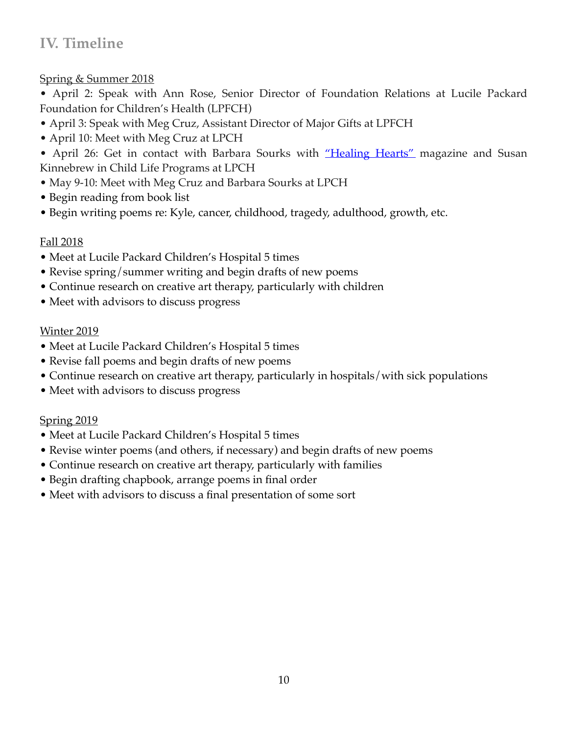## IV. Timeline

<u>Spring & Summer 2018</u>

- April 2: Speak with Ann Rose, Senior Director of Foundation Relations at Lucile Packard Foundation for Children's Health (LPFCH)
- April 3: Speak with Meg Cruz, Assistant Director of Major Gifts at LPFCH
- April 10: Meet with Meg Cruz at LPCH
- April 26: Get in contact with Barbara Sourks with "Healing Hearts" magazine and Susan Kinnebrew in Child Life Programs at LPCH
- May 9-10: Meet with Meg Cruz and Barbara Sourks at LPCH
- Begin reading from book list
- Begin writing poems re: Kyle, cancer, childhood, tragedy, adulthood, growth, etc.

<u>Fall 2018</u>

- Meet at Lucile Packard Children's Hospital 5 times
- Revise spring/summer writing and begin drafts of new poems
- Continue research on creative art therapy, particularly with children
- Meet with advisors to discuss progress

<u>Winter 2019</u>

- Meet at Lucile Packard Children's Hospital 5 times
- Revise fall poems and begin drafts of new poems
- Continue research on creative art therapy, particularly in hospitals/with sick populations
- Meet with advisors to discuss progress

<u>Spring 2019</u>

- Meet at Lucile Packard Children's Hospital 5 times
- Revise winter poems (and others, if necessary) and begin drafts of new poems
- Continue research on creative art therapy, particularly with families
- Begin drafting chapbook, arrange poems in final order
- Meet with advisors to discuss a final presentation of some sort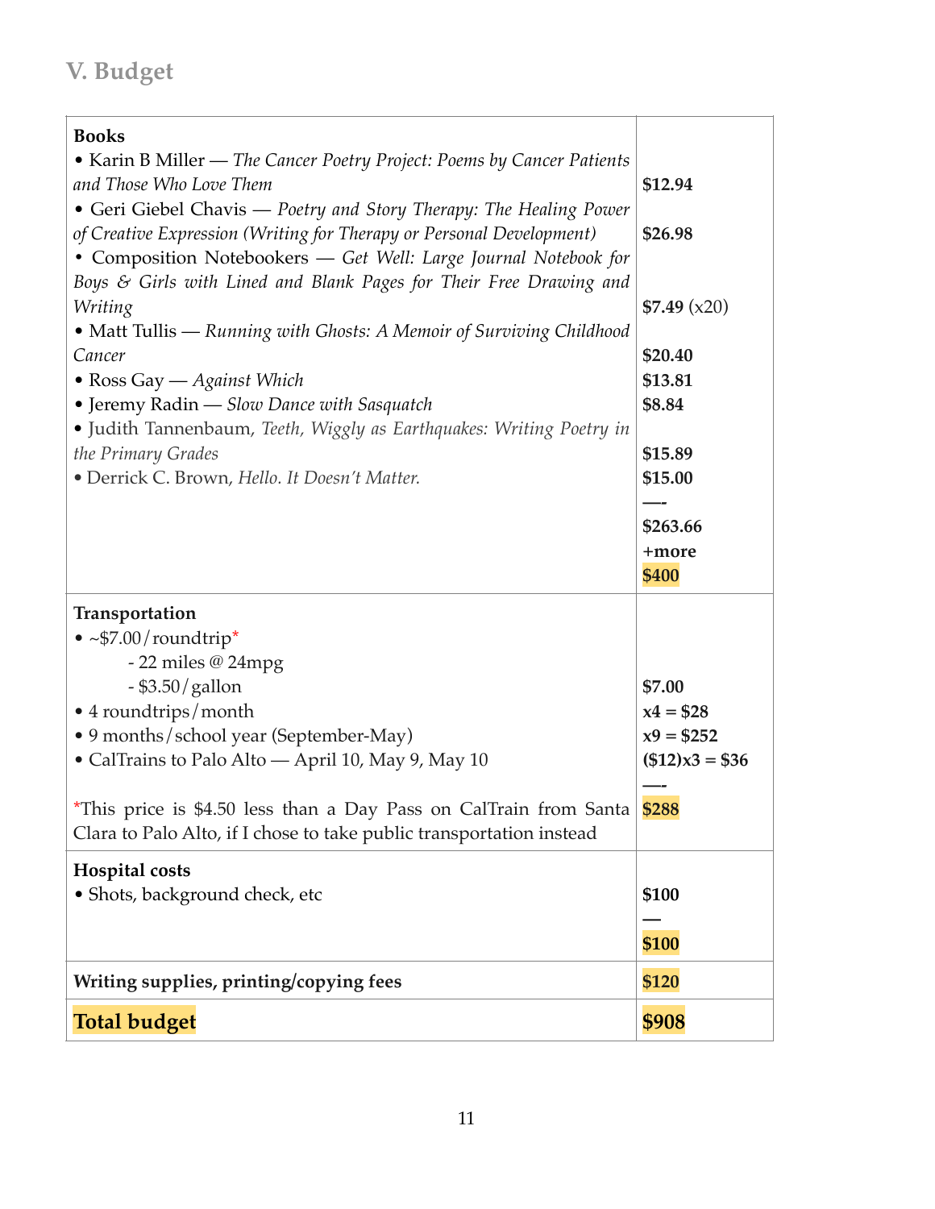## V. Budget

| | |
|---|---|
| **Books**<br>• Karin B Miller — *The Cancer Poetry Project: Poems by Cancer Patients and Those Who Love Them*<br>• Geri Giebel Chavis — *Poetry and Story Therapy: The Healing Power of Creative Expression (Writing for Therapy or Personal Development)*<br>• Composition Notebookers — *Get Well: Large Journal Notebook for Boys & Girls with Lined and Blank Pages for Their Free Drawing and Writing*<br>• Matt Tullis — *Running with Ghosts: A Memoir of Surviving Childhood Cancer*<br>• Ross Gay — *Against Which*<br>• Jeremy Radin — *Slow Dance with Sasquatch*<br>• Judith Tannenbaum, *Teeth, Wiggly as Earthquakes: Writing Poetry in the Primary Grades*<br>• Derrick C. Brown, *Hello. It Doesn't Matter.* | **$12.94**<br>**$26.98**<br>**$7.49** (x20)<br>**$20.40**<br>**$13.81**<br>**$8.84**<br>**$15.89**<br>**$15.00**<br>—-<br>**$263.66**<br>**+more**<br>**$400** |
| **Transportation**<br>• ~$7.00/roundtrip*<br>- 22 miles @ 24mpg<br>- $3.50/gallon<br>• 4 roundtrips/month<br>• 9 months/school year (September-May)<br>• CalTrains to Palo Alto — April 10, May 9, May 10<br><br>*This price is $4.50 less than a Day Pass on CalTrain from Santa Clara to Palo Alto, if I chose to take public transportation instead | **$7.00**<br>**x4 = $28**<br>**x9 = $252**<br>**($12)x3 = $36**<br>—-<br>**$288** |
| **Hospital costs**<br>• Shots, background check, etc | **$100**<br>—<br>**$100** |
| **Writing supplies, printing/copying fees** | **$120** |
| **Total budget** | **$908** |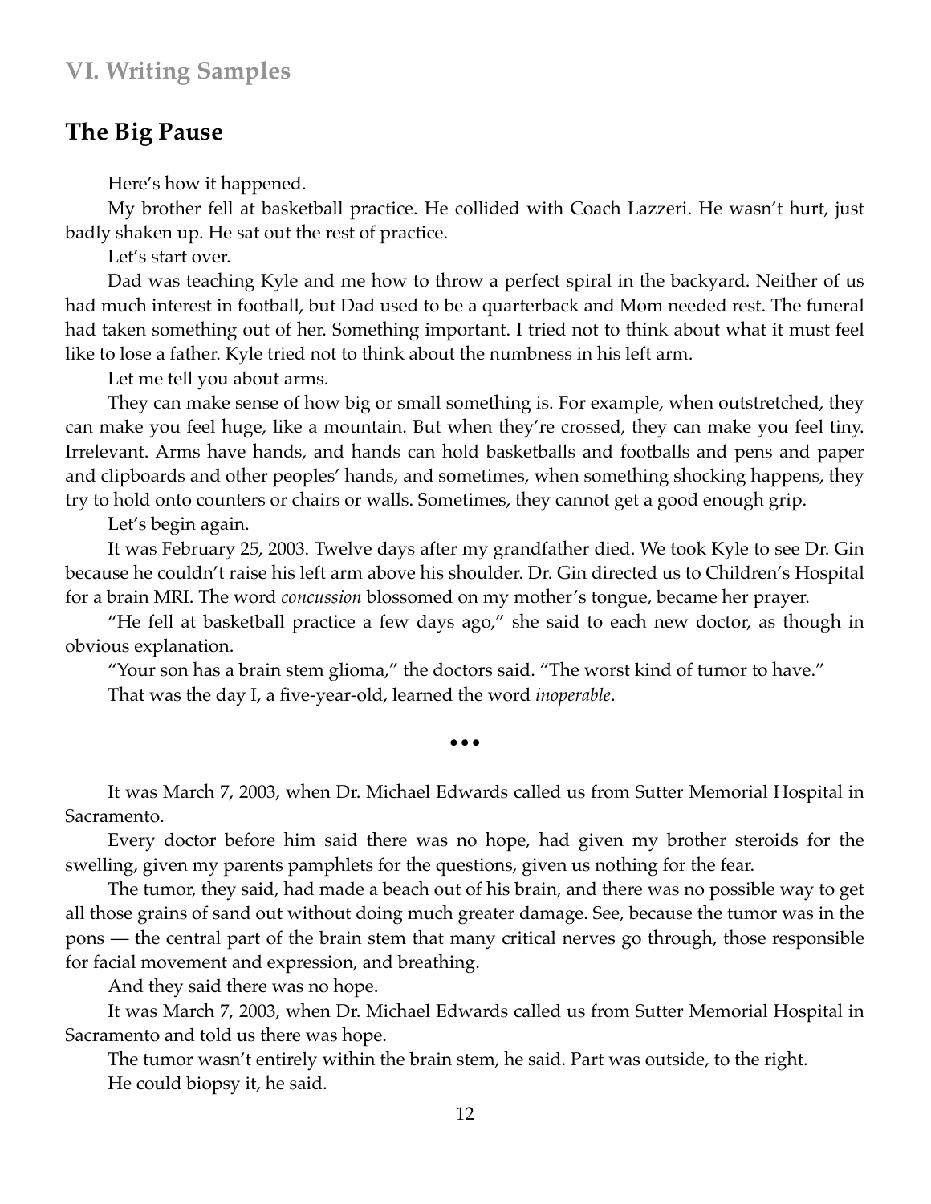## VI. Writing Samples

## The Big Pause

Here's how it happened.

My brother fell at basketball practice. He collided with Coach Lazzeri. He wasn't hurt, just badly shaken up. He sat out the rest of practice.

Let's start over.

Dad was teaching Kyle and me how to throw a perfect spiral in the backyard. Neither of us had much interest in football, but Dad used to be a quarterback and Mom needed rest. The funeral had taken something out of her. Something important. I tried not to think about what it must feel like to lose a father. Kyle tried not to think about the numbness in his left arm.

Let me tell you about arms.

They can make sense of how big or small something is. For example, when outstretched, they can make you feel huge, like a mountain. But when they're crossed, they can make you feel tiny. Irrelevant. Arms have hands, and hands can hold basketballs and footballs and pens and paper and clipboards and other peoples' hands, and sometimes, when something shocking happens, they try to hold onto counters or chairs or walls. Sometimes, they cannot get a good enough grip.

Let's begin again.

It was February 25, 2003. Twelve days after my grandfather died. We took Kyle to see Dr. Gin because he couldn't raise his left arm above his shoulder. Dr. Gin directed us to Children's Hospital for a brain MRI. The word *concussion* blossomed on my mother's tongue, became her prayer.

"He fell at basketball practice a few days ago," she said to each new doctor, as though in obvious explanation.

"Your son has a brain stem glioma," the doctors said. "The worst kind of tumor to have."

That was the day I, a five-year-old, learned the word *inoperable*.

•••

It was March 7, 2003, when Dr. Michael Edwards called us from Sutter Memorial Hospital in Sacramento.

Every doctor before him said there was no hope, had given my brother steroids for the swelling, given my parents pamphlets for the questions, given us nothing for the fear.

The tumor, they said, had made a beach out of his brain, and there was no possible way to get all those grains of sand out without doing much greater damage. See, because the tumor was in the pons — the central part of the brain stem that many critical nerves go through, those responsible for facial movement and expression, and breathing.

And they said there was no hope.

It was March 7, 2003, when Dr. Michael Edwards called us from Sutter Memorial Hospital in Sacramento and told us there was hope.

The tumor wasn't entirely within the brain stem, he said. Part was outside, to the right.

He could biopsy it, he said.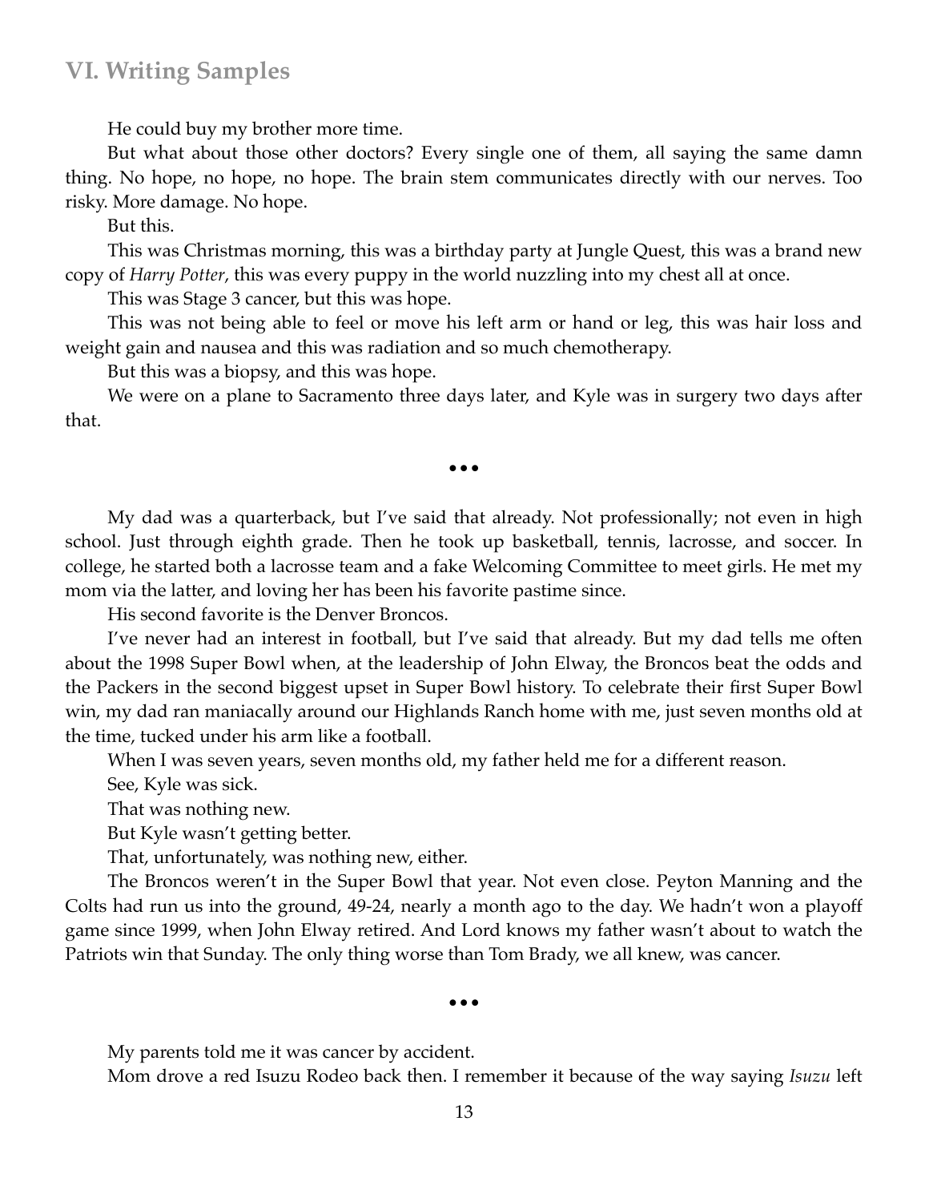He could buy my brother more time.

But what about those other doctors? Every single one of them, all saying the same damn thing. No hope, no hope, no hope. The brain stem communicates directly with our nerves. Too risky. More damage. No hope.

But this.

This was Christmas morning, this was a birthday party at Jungle Quest, this was a brand new copy of *Harry Potter*, this was every puppy in the world nuzzling into my chest all at once.

This was Stage 3 cancer, but this was hope.

This was not being able to feel or move his left arm or hand or leg, this was hair loss and weight gain and nausea and this was radiation and so much chemotherapy.

But this was a biopsy, and this was hope.

We were on a plane to Sacramento three days later, and Kyle was in surgery two days after that.

•••

My dad was a quarterback, but I've said that already. Not professionally; not even in high school. Just through eighth grade. Then he took up basketball, tennis, lacrosse, and soccer. In college, he started both a lacrosse team and a fake Welcoming Committee to meet girls. He met my mom via the latter, and loving her has been his favorite pastime since.

His second favorite is the Denver Broncos.

I've never had an interest in football, but I've said that already. But my dad tells me often about the 1998 Super Bowl when, at the leadership of John Elway, the Broncos beat the odds and the Packers in the second biggest upset in Super Bowl history. To celebrate their first Super Bowl win, my dad ran maniacally around our Highlands Ranch home with me, just seven months old at the time, tucked under his arm like a football.

When I was seven years, seven months old, my father held me for a different reason.

See, Kyle was sick.

That was nothing new.

But Kyle wasn't getting better.

That, unfortunately, was nothing new, either.

The Broncos weren't in the Super Bowl that year. Not even close. Peyton Manning and the Colts had run us into the ground, 49-24, nearly a month ago to the day. We hadn't won a playoff game since 1999, when John Elway retired. And Lord knows my father wasn't about to watch the Patriots win that Sunday. The only thing worse than Tom Brady, we all knew, was cancer.

•••

My parents told me it was cancer by accident.

Mom drove a red Isuzu Rodeo back then. I remember it because of the way saying *Isuzu* left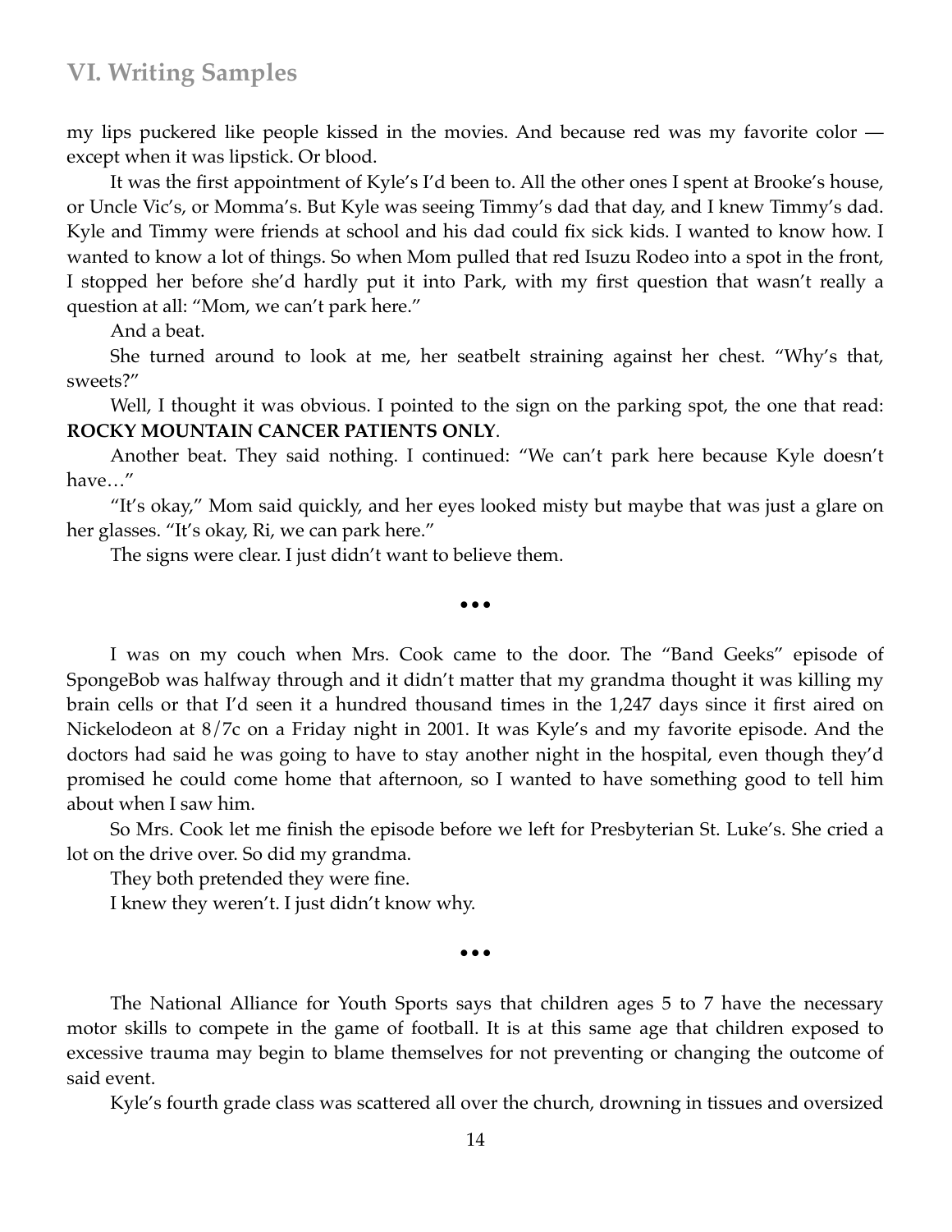my lips puckered like people kissed in the movies. And because red was my favorite color — except when it was lipstick. Or blood.

It was the first appointment of Kyle's I'd been to. All the other ones I spent at Brooke's house, or Uncle Vic's, or Momma's. But Kyle was seeing Timmy's dad that day, and I knew Timmy's dad. Kyle and Timmy were friends at school and his dad could fix sick kids. I wanted to know how. I wanted to know a lot of things. So when Mom pulled that red Isuzu Rodeo into a spot in the front, I stopped her before she'd hardly put it into Park, with my first question that wasn't really a question at all: "Mom, we can't park here."

And a beat.

She turned around to look at me, her seatbelt straining against her chest. "Why's that, sweets?"

Well, I thought it was obvious. I pointed to the sign on the parking spot, the one that read: **ROCKY MOUNTAIN CANCER PATIENTS ONLY**.

Another beat. They said nothing. I continued: "We can't park here because Kyle doesn't have…"

"It's okay," Mom said quickly, and her eyes looked misty but maybe that was just a glare on her glasses. "It's okay, Ri, we can park here."

The signs were clear. I just didn't want to believe them.

•••

I was on my couch when Mrs. Cook came to the door. The "Band Geeks" episode of SpongeBob was halfway through and it didn't matter that my grandma thought it was killing my brain cells or that I'd seen it a hundred thousand times in the 1,247 days since it first aired on Nickelodeon at 8/7c on a Friday night in 2001. It was Kyle's and my favorite episode. And the doctors had said he was going to have to stay another night in the hospital, even though they'd promised he could come home that afternoon, so I wanted to have something good to tell him about when I saw him.

So Mrs. Cook let me finish the episode before we left for Presbyterian St. Luke's. She cried a lot on the drive over. So did my grandma.

They both pretended they were fine.

I knew they weren't. I just didn't know why.

•••

The National Alliance for Youth Sports says that children ages 5 to 7 have the necessary motor skills to compete in the game of football. It is at this same age that children exposed to excessive trauma may begin to blame themselves for not preventing or changing the outcome of said event.

Kyle's fourth grade class was scattered all over the church, drowning in tissues and oversized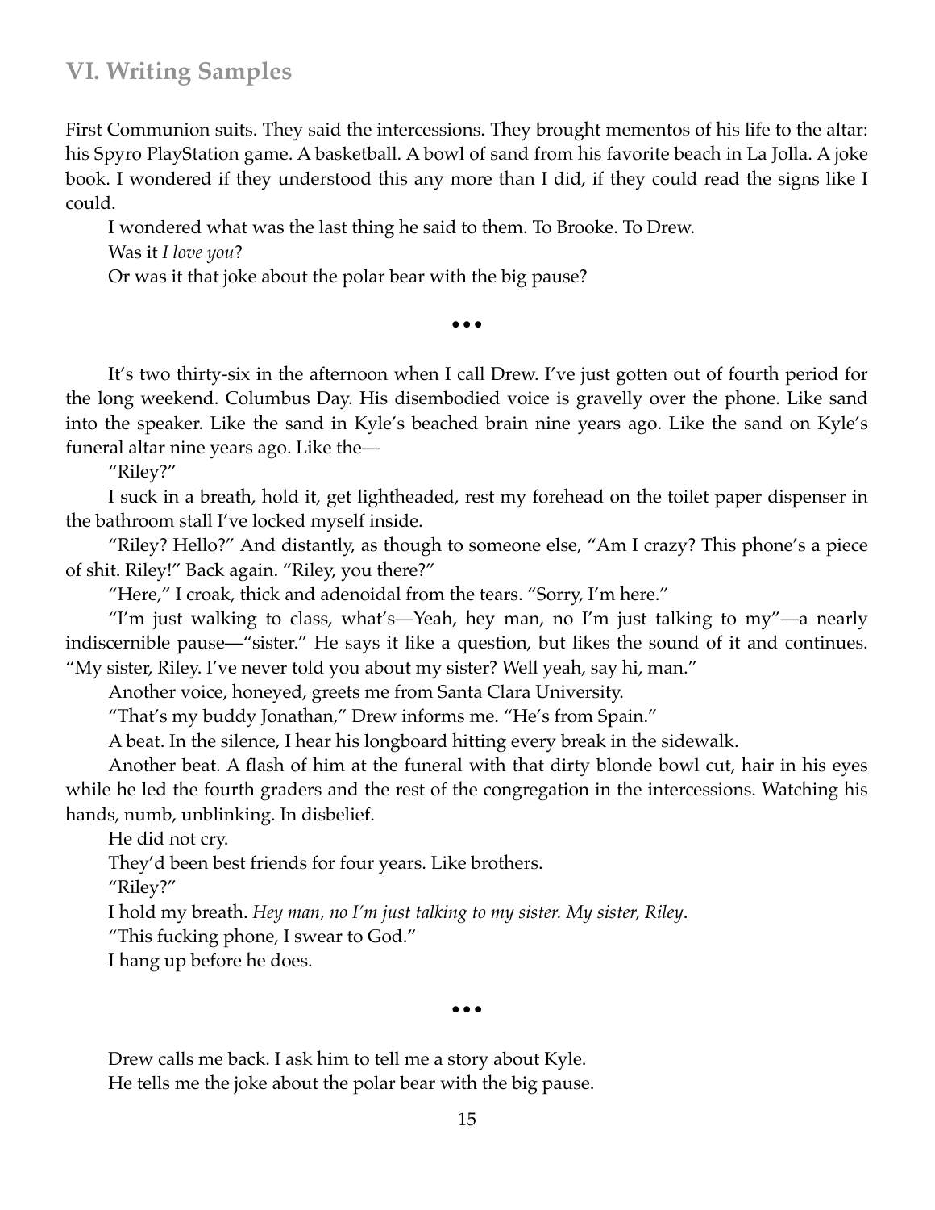## VI. Writing Samples

First Communion suits. They said the intercessions. They brought mementos of his life to the altar: his Spyro PlayStation game. A basketball. A bowl of sand from his favorite beach in La Jolla. A joke book. I wondered if they understood this any more than I did, if they could read the signs like I could.

I wondered what was the last thing he said to them. To Brooke. To Drew.

Was it *I love you*?

Or was it that joke about the polar bear with the big pause?

•••

It's two thirty-six in the afternoon when I call Drew. I've just gotten out of fourth period for the long weekend. Columbus Day. His disembodied voice is gravelly over the phone. Like sand into the speaker. Like the sand in Kyle's beached brain nine years ago. Like the sand on Kyle's funeral altar nine years ago. Like the—

"Riley?"

I suck in a breath, hold it, get lightheaded, rest my forehead on the toilet paper dispenser in the bathroom stall I've locked myself inside.

"Riley? Hello?" And distantly, as though to someone else, "Am I crazy? This phone's a piece of shit. Riley!" Back again. "Riley, you there?"

"Here," I croak, thick and adenoidal from the tears. "Sorry, I'm here."

"I'm just walking to class, what's—Yeah, hey man, no I'm just talking to my"—a nearly indiscernible pause—"sister." He says it like a question, but likes the sound of it and continues. "My sister, Riley. I've never told you about my sister? Well yeah, say hi, man."

Another voice, honeyed, greets me from Santa Clara University.

"That's my buddy Jonathan," Drew informs me. "He's from Spain."

A beat. In the silence, I hear his longboard hitting every break in the sidewalk.

Another beat. A flash of him at the funeral with that dirty blonde bowl cut, hair in his eyes while he led the fourth graders and the rest of the congregation in the intercessions. Watching his hands, numb, unblinking. In disbelief.

He did not cry.

They'd been best friends for four years. Like brothers.

"Riley?"

I hold my breath. *Hey man, no I'm just talking to my sister. My sister, Riley*.

"This fucking phone, I swear to God."

I hang up before he does.

•••

Drew calls me back. I ask him to tell me a story about Kyle.

He tells me the joke about the polar bear with the big pause.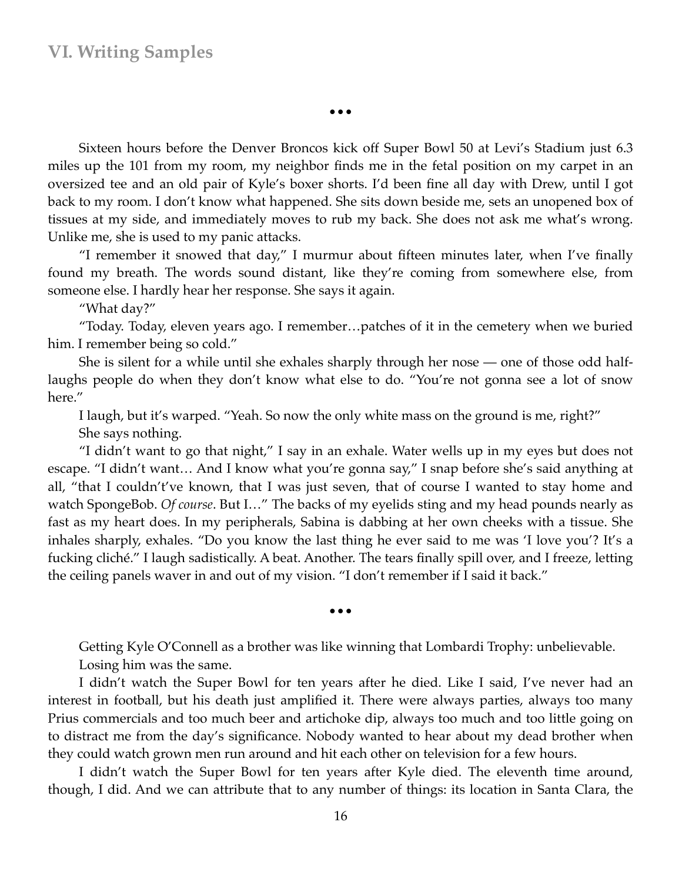## VI. Writing Samples

•••

Sixteen hours before the Denver Broncos kick off Super Bowl 50 at Levi's Stadium just 6.3 miles up the 101 from my room, my neighbor finds me in the fetal position on my carpet in an oversized tee and an old pair of Kyle's boxer shorts. I'd been fine all day with Drew, until I got back to my room. I don't know what happened. She sits down beside me, sets an unopened box of tissues at my side, and immediately moves to rub my back. She does not ask me what's wrong. Unlike me, she is used to my panic attacks.

"I remember it snowed that day," I murmur about fifteen minutes later, when I've finally found my breath. The words sound distant, like they're coming from somewhere else, from someone else. I hardly hear her response. She says it again.

"What day?"

"Today. Today, eleven years ago. I remember…patches of it in the cemetery when we buried him. I remember being so cold."

She is silent for a while until she exhales sharply through her nose — one of those odd half-laughs people do when they don't know what else to do. "You're not gonna see a lot of snow here."

I laugh, but it's warped. "Yeah. So now the only white mass on the ground is me, right?"

She says nothing.

"I didn't want to go that night," I say in an exhale. Water wells up in my eyes but does not escape. "I didn't want… And I know what you're gonna say," I snap before she's said anything at all, "that I couldn't've known, that I was just seven, that of course I wanted to stay home and watch SpongeBob. *Of course*. But I…" The backs of my eyelids sting and my head pounds nearly as fast as my heart does. In my peripherals, Sabina is dabbing at her own cheeks with a tissue. She inhales sharply, exhales. "Do you know the last thing he ever said to me was 'I love you'? It's a fucking cliché." I laugh sadistically. A beat. Another. The tears finally spill over, and I freeze, letting the ceiling panels waver in and out of my vision. "I don't remember if I said it back."

•••

Getting Kyle O'Connell as a brother was like winning that Lombardi Trophy: unbelievable.

Losing him was the same.

I didn't watch the Super Bowl for ten years after he died. Like I said, I've never had an interest in football, but his death just amplified it. There were always parties, always too many Prius commercials and too much beer and artichoke dip, always too much and too little going on to distract me from the day's significance. Nobody wanted to hear about my dead brother when they could watch grown men run around and hit each other on television for a few hours.

I didn't watch the Super Bowl for ten years after Kyle died. The eleventh time around, though, I did. And we can attribute that to any number of things: its location in Santa Clara, the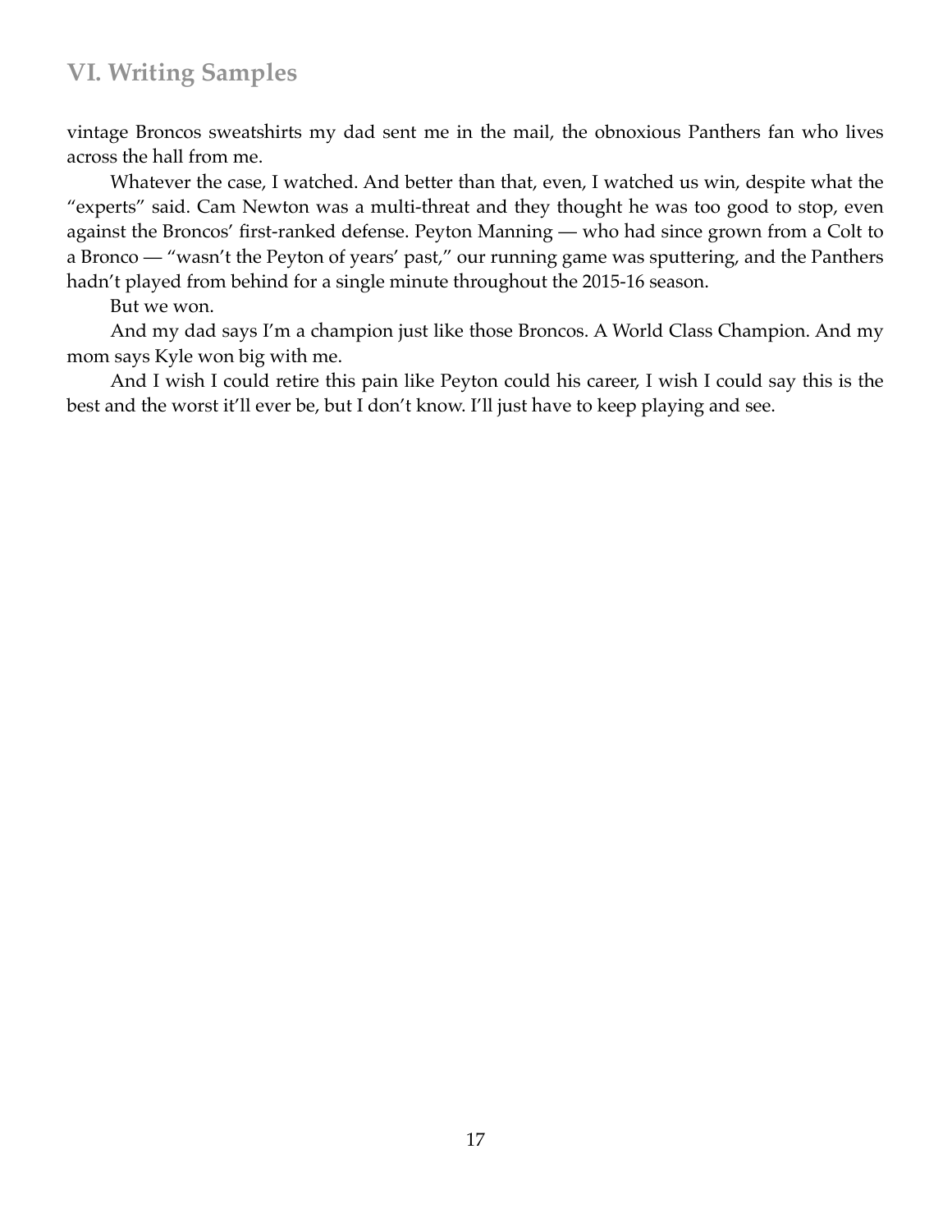vintage Broncos sweatshirts my dad sent me in the mail, the obnoxious Panthers fan who lives across the hall from me.

Whatever the case, I watched. And better than that, even, I watched us win, despite what the "experts" said. Cam Newton was a multi-threat and they thought he was too good to stop, even against the Broncos' first-ranked defense. Peyton Manning — who had since grown from a Colt to a Bronco — "wasn't the Peyton of years' past," our running game was sputtering, and the Panthers hadn't played from behind for a single minute throughout the 2015-16 season.

But we won.

And my dad says I'm a champion just like those Broncos. A World Class Champion. And my mom says Kyle won big with me.

And I wish I could retire this pain like Peyton could his career, I wish I could say this is the best and the worst it'll ever be, but I don't know. I'll just have to keep playing and see.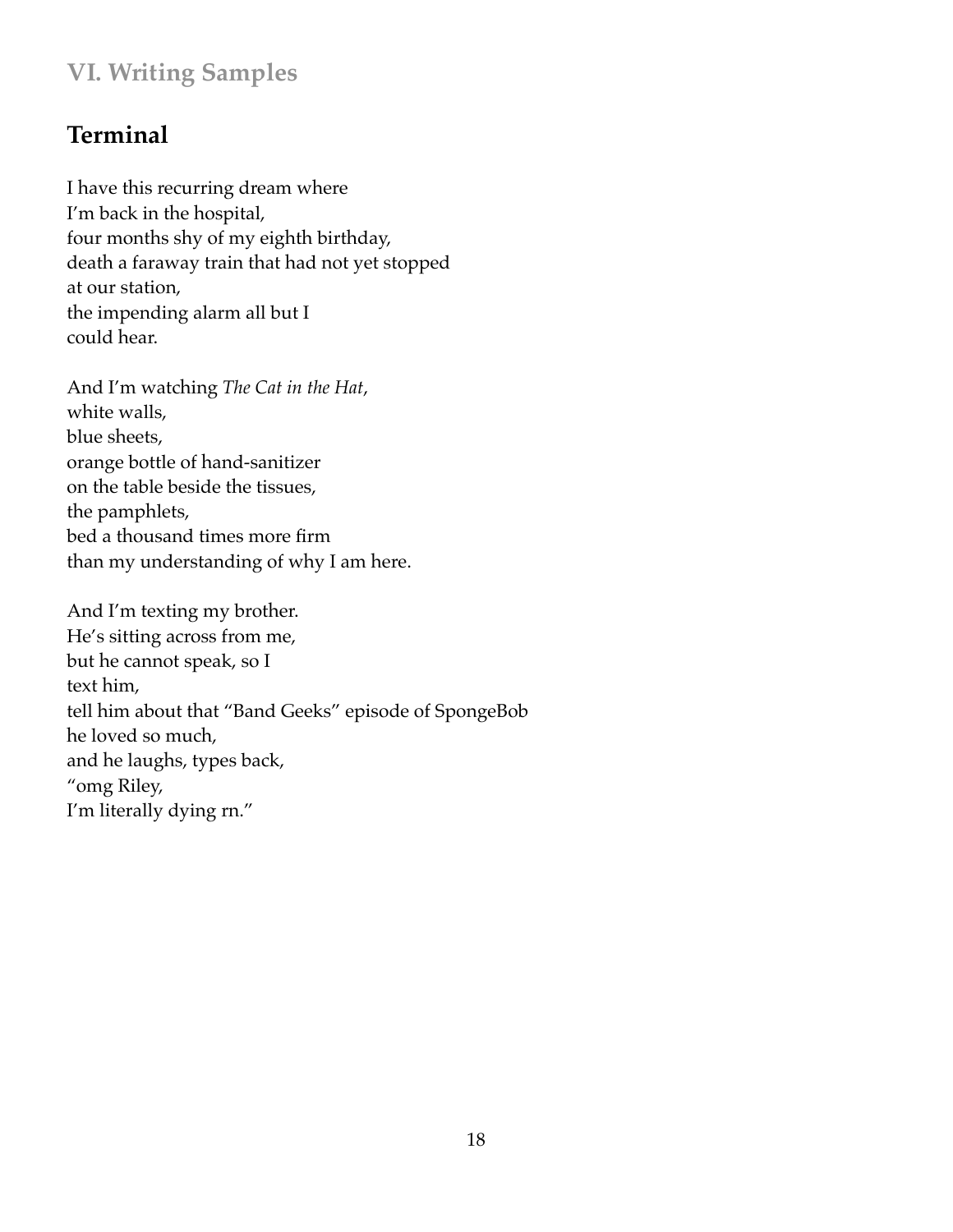## VI. Writing Samples

# Terminal

I have this recurring dream where  
I'm back in the hospital,  
four months shy of my eighth birthday,  
death a faraway train that had not yet stopped  
at our station,  
the impending alarm all but I  
could hear.

And I'm watching *The Cat in the Hat*,  
white walls,  
blue sheets,  
orange bottle of hand-sanitizer  
on the table beside the tissues,  
the pamphlets,  
bed a thousand times more firm  
than my understanding of why I am here.

And I'm texting my brother.  
He's sitting across from me,  
but he cannot speak, so I  
text him,  
tell him about that "Band Geeks" episode of SpongeBob  
he loved so much,  
and he laughs, types back,  
"omg Riley,  
I'm literally dying rn."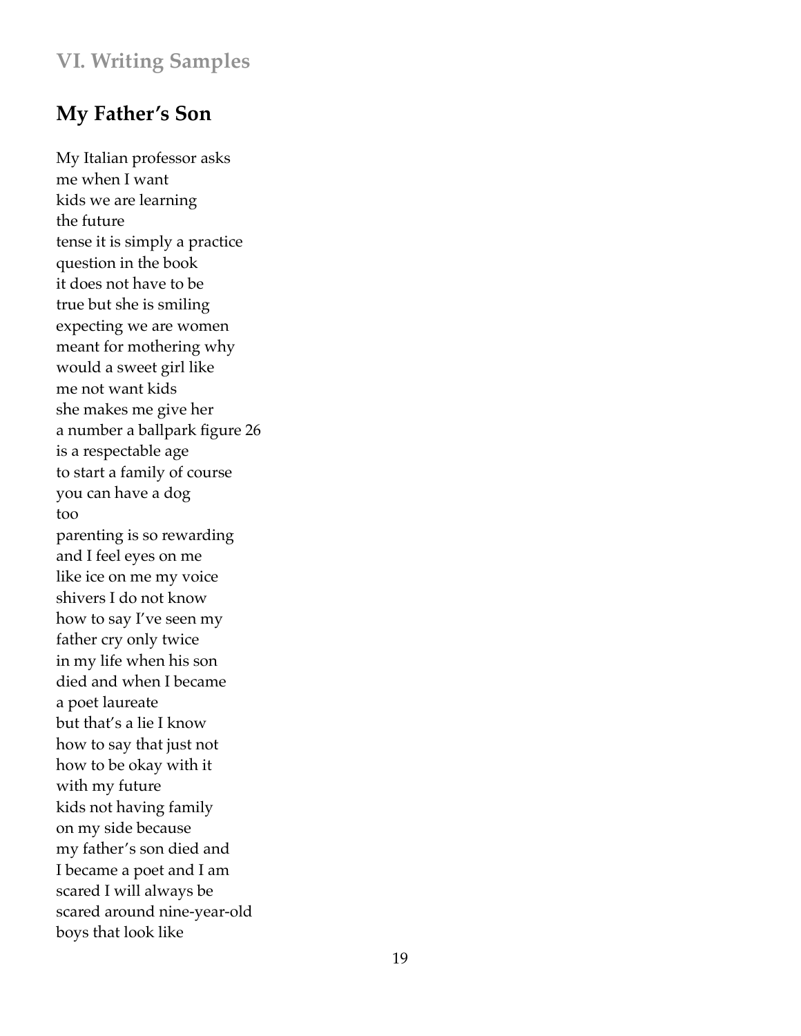## VI. Writing Samples

# My Father's Son

My Italian professor asks
me when I want
kids we are learning
the future
tense it is simply a practice
question in the book
it does not have to be
true but she is smiling
expecting we are women
meant for mothering why
would a sweet girl like
me not want kids
she makes me give her
a number a ballpark figure 26
is a respectable age
to start a family of course
you can have a dog
too
parenting is so rewarding
and I feel eyes on me
like ice on me my voice
shivers I do not know
how to say I've seen my
father cry only twice
in my life when his son
died and when I became
a poet laureate
but that's a lie I know
how to say that just not
how to be okay with it
with my future
kids not having family
on my side because
my father's son died and
I became a poet and I am
scared I will always be
scared around nine-year-old
boys that look like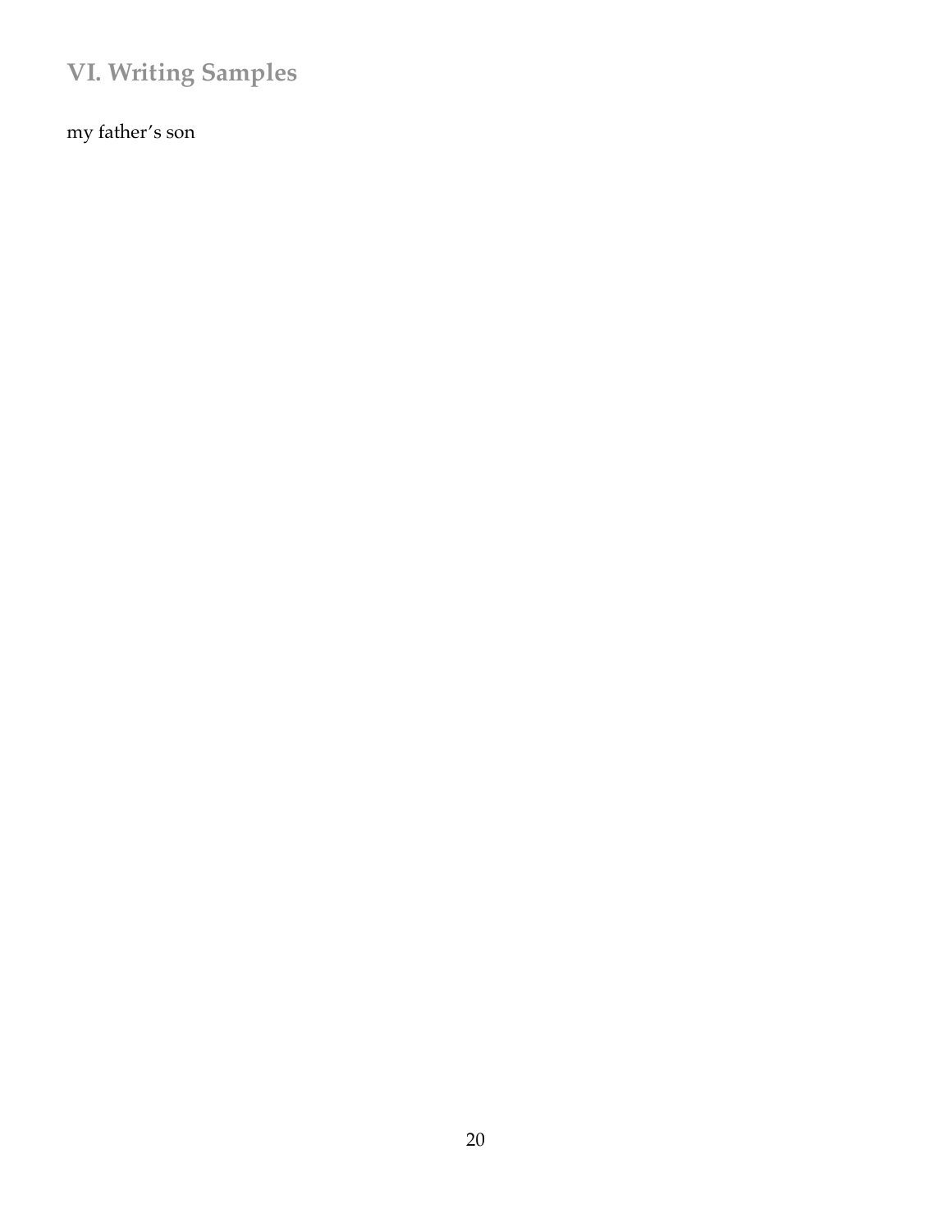## VI. Writing Samples

my father’s son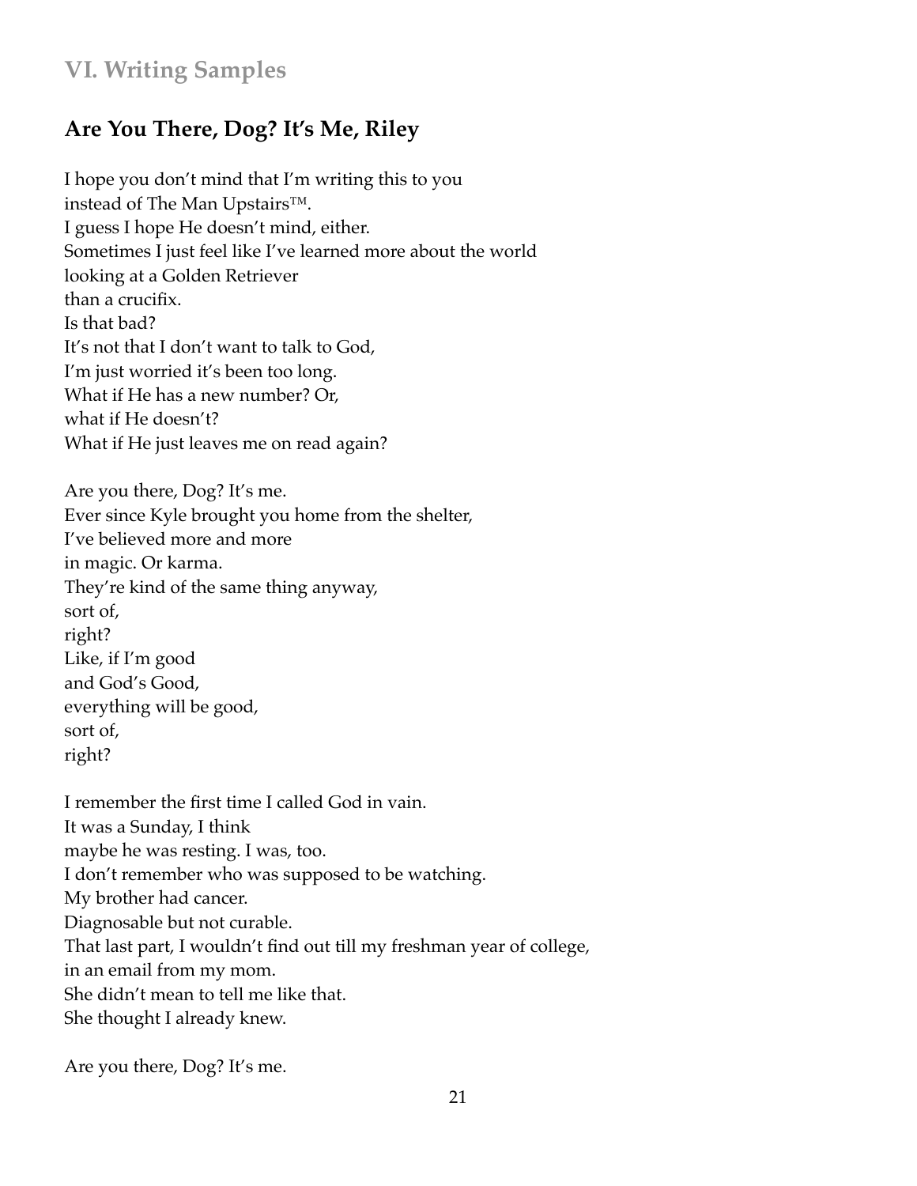## VI. Writing Samples

### Are You There, Dog? It's Me, Riley

I hope you don't mind that I'm writing this to you  
instead of The Man Upstairs™.  
I guess I hope He doesn't mind, either.  
Sometimes I just feel like I've learned more about the world  
looking at a Golden Retriever  
than a crucifix.  
Is that bad?  
It's not that I don't want to talk to God,  
I'm just worried it's been too long.  
What if He has a new number? Or,  
what if He doesn't?  
What if He just leaves me on read again?

Are you there, Dog? It's me.  
Ever since Kyle brought you home from the shelter,  
I've believed more and more  
in magic. Or karma.  
They're kind of the same thing anyway,  
sort of,  
right?  
Like, if I'm good  
and God's Good,  
everything will be good,  
sort of,  
right?

I remember the first time I called God in vain.  
It was a Sunday, I think  
maybe he was resting. I was, too.  
I don't remember who was supposed to be watching.  
My brother had cancer.  
Diagnosable but not curable.  
That last part, I wouldn't find out till my freshman year of college,  
in an email from my mom.  
She didn't mean to tell me like that.  
She thought I already knew.

Are you there, Dog? It's me.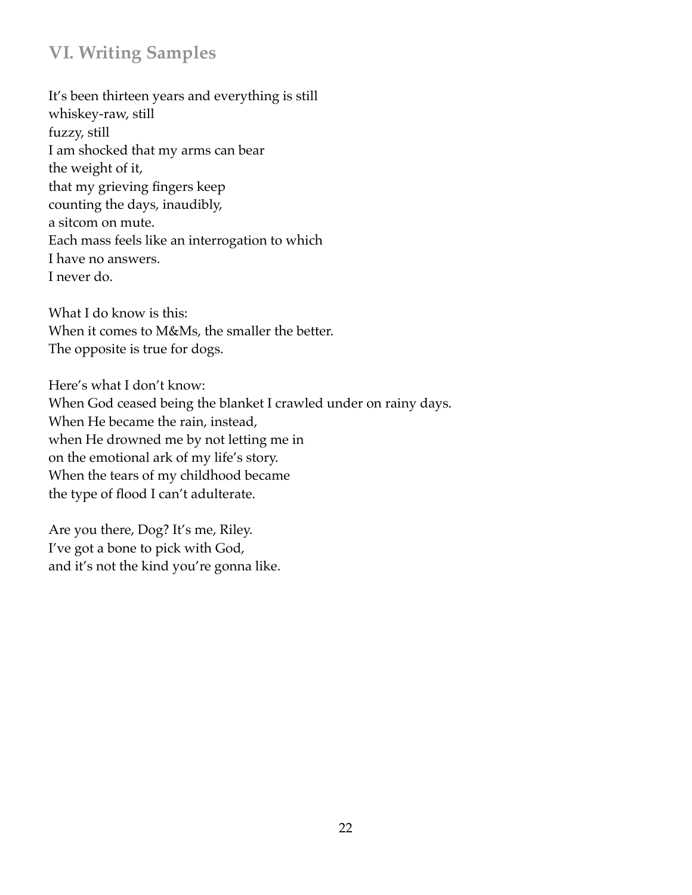## VI. Writing Samples

It's been thirteen years and everything is still  
whiskey-raw, still  
fuzzy, still  
I am shocked that my arms can bear  
the weight of it,  
that my grieving fingers keep  
counting the days, inaudibly,  
a sitcom on mute.  
Each mass feels like an interrogation to which  
I have no answers.  
I never do.

What I do know is this:  
When it comes to M&Ms, the smaller the better.  
The opposite is true for dogs.

Here's what I don't know:  
When God ceased being the blanket I crawled under on rainy days.  
When He became the rain, instead,  
when He drowned me by not letting me in  
on the emotional ark of my life's story.  
When the tears of my childhood became  
the type of flood I can't adulterate.

Are you there, Dog? It's me, Riley.  
I've got a bone to pick with God,  
and it's not the kind you're gonna like.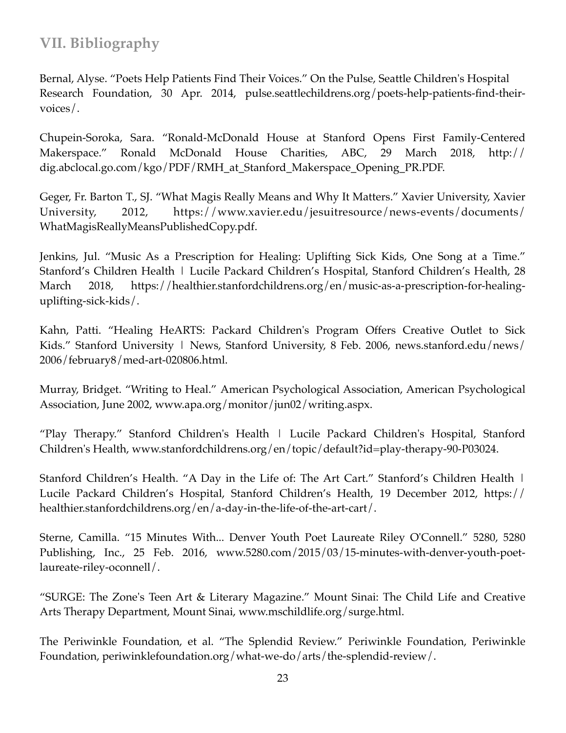## VII. Bibliography

Bernal, Alyse. “Poets Help Patients Find Their Voices.” On the Pulse, Seattle Children's Hospital Research Foundation, 30 Apr. 2014, pulse.seattlechildrens.org/poets-help-patients-find-their-voices/.

Chupein-Soroka, Sara. “Ronald-McDonald House at Stanford Opens First Family-Centered Makerspace.” Ronald McDonald House Charities, ABC, 29 March 2018, http://dig.abclocal.go.com/kgo/PDF/RMH_at_Stanford_Makerspace_Opening_PR.PDF.

Geger, Fr. Barton T., SJ. “What Magis Really Means and Why It Matters.” Xavier University, Xavier University, 2012, https://www.xavier.edu/jesuitresource/news-events/documents/WhatMagisReallyMeansPublishedCopy.pdf.

Jenkins, Jul. “Music As a Prescription for Healing: Uplifting Sick Kids, One Song at a Time.” Stanford's Children Health | Lucile Packard Children's Hospital, Stanford Children's Health, 28 March 2018, https://healthier.stanfordchildrens.org/en/music-as-a-prescription-for-healing-uplifting-sick-kids/.

Kahn, Patti. “Healing HeARTS: Packard Children's Program Offers Creative Outlet to Sick Kids.” Stanford University | News, Stanford University, 8 Feb. 2006, news.stanford.edu/news/2006/february8/med-art-020806.html.

Murray, Bridget. “Writing to Heal.” American Psychological Association, American Psychological Association, June 2002, www.apa.org/monitor/jun02/writing.aspx.

“Play Therapy.” Stanford Children's Health | Lucile Packard Children's Hospital, Stanford Children's Health, www.stanfordchildrens.org/en/topic/default?id=play-therapy-90-P03024.

Stanford Children's Health. “A Day in the Life of: The Art Cart.” Stanford's Children Health | Lucile Packard Children's Hospital, Stanford Children's Health, 19 December 2012, https://healthier.stanfordchildrens.org/en/a-day-in-the-life-of-the-art-cart/.

Sterne, Camilla. “15 Minutes With... Denver Youth Poet Laureate Riley O'Connell.” 5280, 5280 Publishing, Inc., 25 Feb. 2016, www.5280.com/2015/03/15-minutes-with-denver-youth-poet-laureate-riley-oconnell/.

“SURGE: The Zone's Teen Art & Literary Magazine.” Mount Sinai: The Child Life and Creative Arts Therapy Department, Mount Sinai, www.mschildlife.org/surge.html.

The Periwinkle Foundation, et al. “The Splendid Review.” Periwinkle Foundation, Periwinkle Foundation, periwinklefoundation.org/what-we-do/arts/the-splendid-review/.